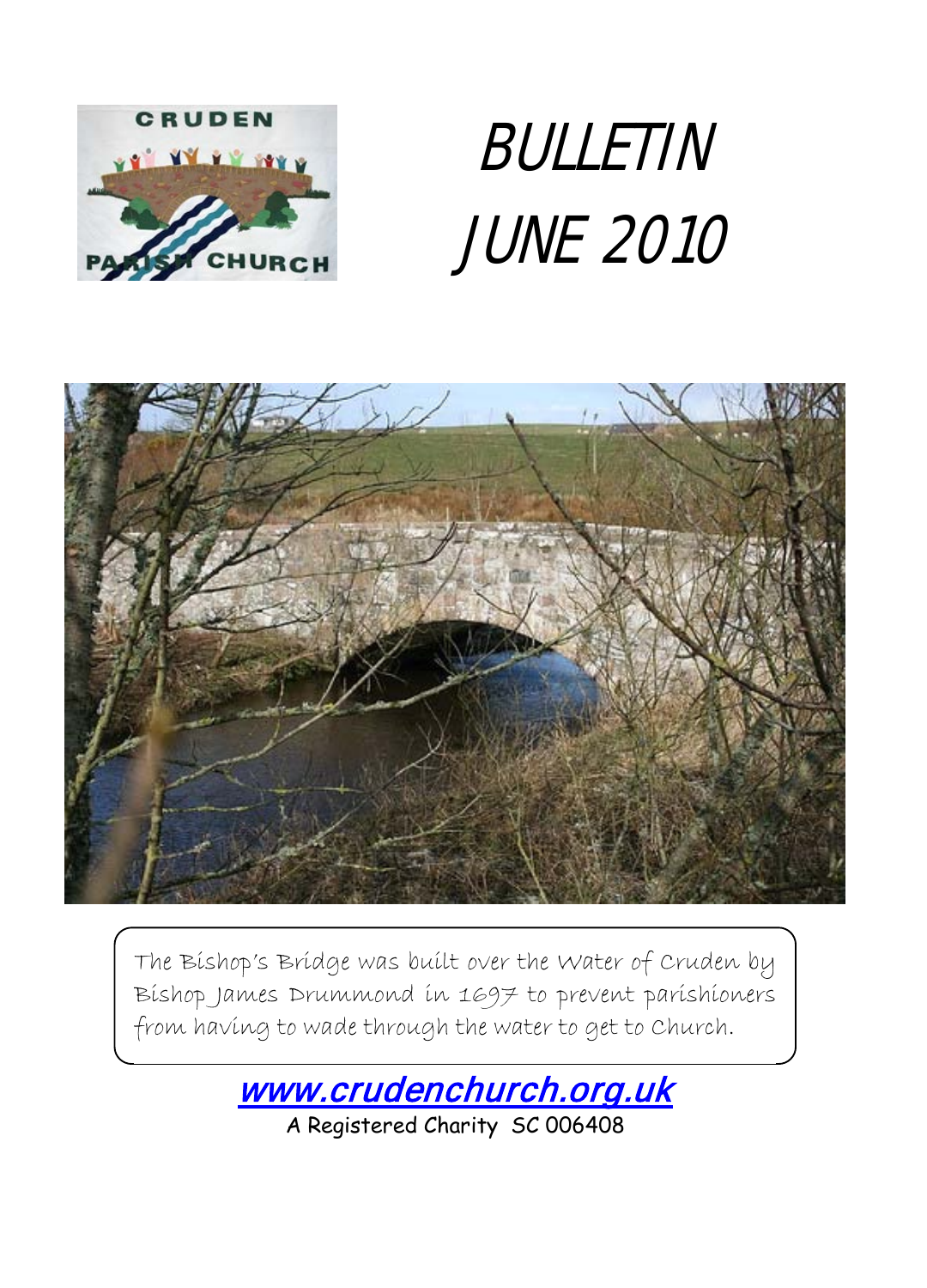# BULLETIN
# JUNE 2010

The Bishop's Bridge was built over the Water of Cruden by Bishop James Drummond in 1697 to prevent parishioners from having to wade through the water to get to Church.

www.crudenchurch.org.uk

A Registered Charity SC 006408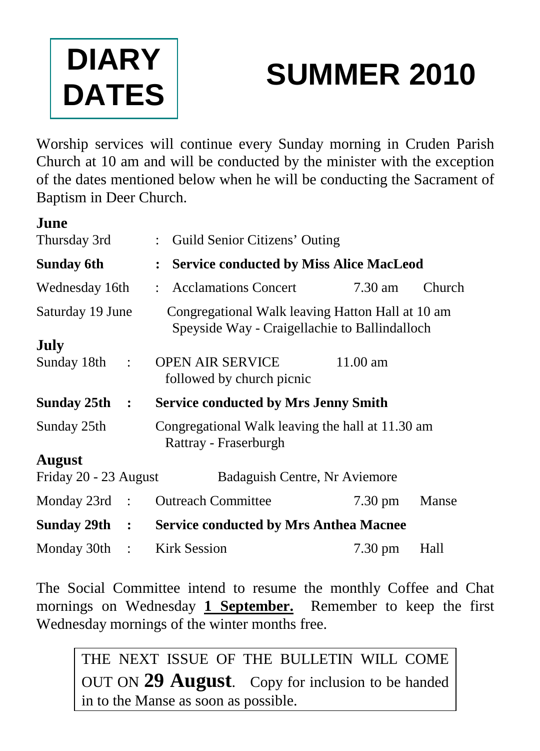# DIARY DATES

# SUMMER 2010

Worship services will continue every Sunday morning in Cruden Parish Church at 10 am and will be conducted by the minister with the exception of the dates mentioned below when he will be conducting the Sacrament of Baptism in Deer Church.

**June**

| | | | |
|---|---|---|---|
| Thursday 3rd | : Guild Senior Citizens' Outing | | |
| **Sunday 6th** | **: Service conducted by Miss Alice MacLeod** | | |
| Wednesday 16th | : Acclamations Concert | 7.30 am | Church |
| Saturday 19 June | Congregational Walk leaving Hatton Hall at 10 am<br>Speyside Way - Craigellachie to Ballindalloch | | |

**July**

| | | | |
|---|---|---|---|
| Sunday 18th : | OPEN AIR SERVICE<br>followed by church picnic | 11.00 am | |
| **Sunday 25th :** | **Service conducted by Mrs Jenny Smith** | | |
| Sunday 25th | Congregational Walk leaving the hall at 11.30 am<br>Rattray - Fraserburgh | | |

**August**

| | | | |
|---|---|---|---|
| Friday 20 - 23 August | Badaguish Centre, Nr Aviemore | | |
| Monday 23rd : | Outreach Committee | 7.30 pm | Manse |
| **Sunday 29th :** | **Service conducted by Mrs Anthea Macnee** | | |
| Monday 30th : | Kirk Session | 7.30 pm | Hall |

The Social Committee intend to resume the monthly Coffee and Chat mornings on Wednesday **1 September.** Remember to keep the first Wednesday mornings of the winter months free.

THE NEXT ISSUE OF THE BULLETIN WILL COME OUT ON **29 August**. Copy for inclusion to be handed in to the Manse as soon as possible.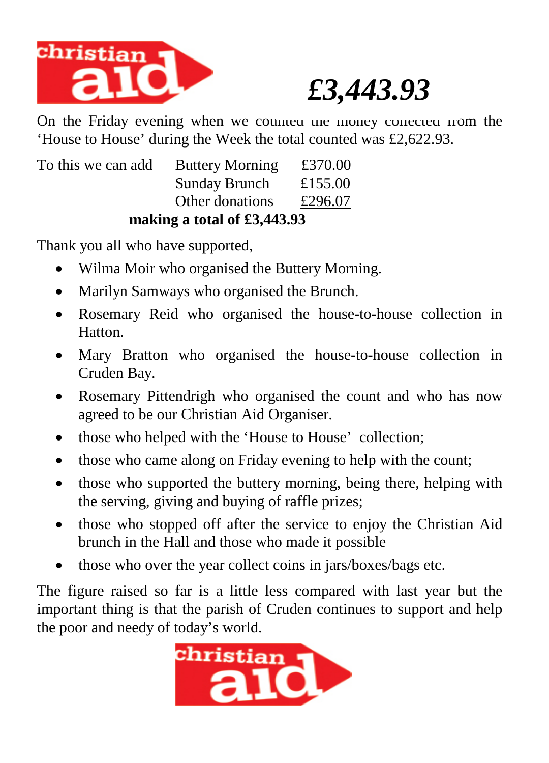# £3,443.93

On the Friday evening when we counted the money collected from the 'House to House' during the Week the total counted was £2,622.93.

| To this we can add | Buttery Morning | £370.00 |
|---|---|---|
| | Sunday Brunch | £155.00 |
| | Other donations | £296.07 |

**making a total of £3,443.93**

Thank you all who have supported,

- Wilma Moir who organised the Buttery Morning.
- Marilyn Samways who organised the Brunch.
- Rosemary Reid who organised the house-to-house collection in Hatton.
- Mary Bratton who organised the house-to-house collection in Cruden Bay.
- Rosemary Pittendrigh who organised the count and who has now agreed to be our Christian Aid Organiser.
- those who helped with the 'House to House' collection;
- those who came along on Friday evening to help with the count;
- those who supported the buttery morning, being there, helping with the serving, giving and buying of raffle prizes;
- those who stopped off after the service to enjoy the Christian Aid brunch in the Hall and those who made it possible
- those who over the year collect coins in jars/boxes/bags etc.

The figure raised so far is a little less compared with last year but the important thing is that the parish of Cruden continues to support and help the poor and needy of today's world.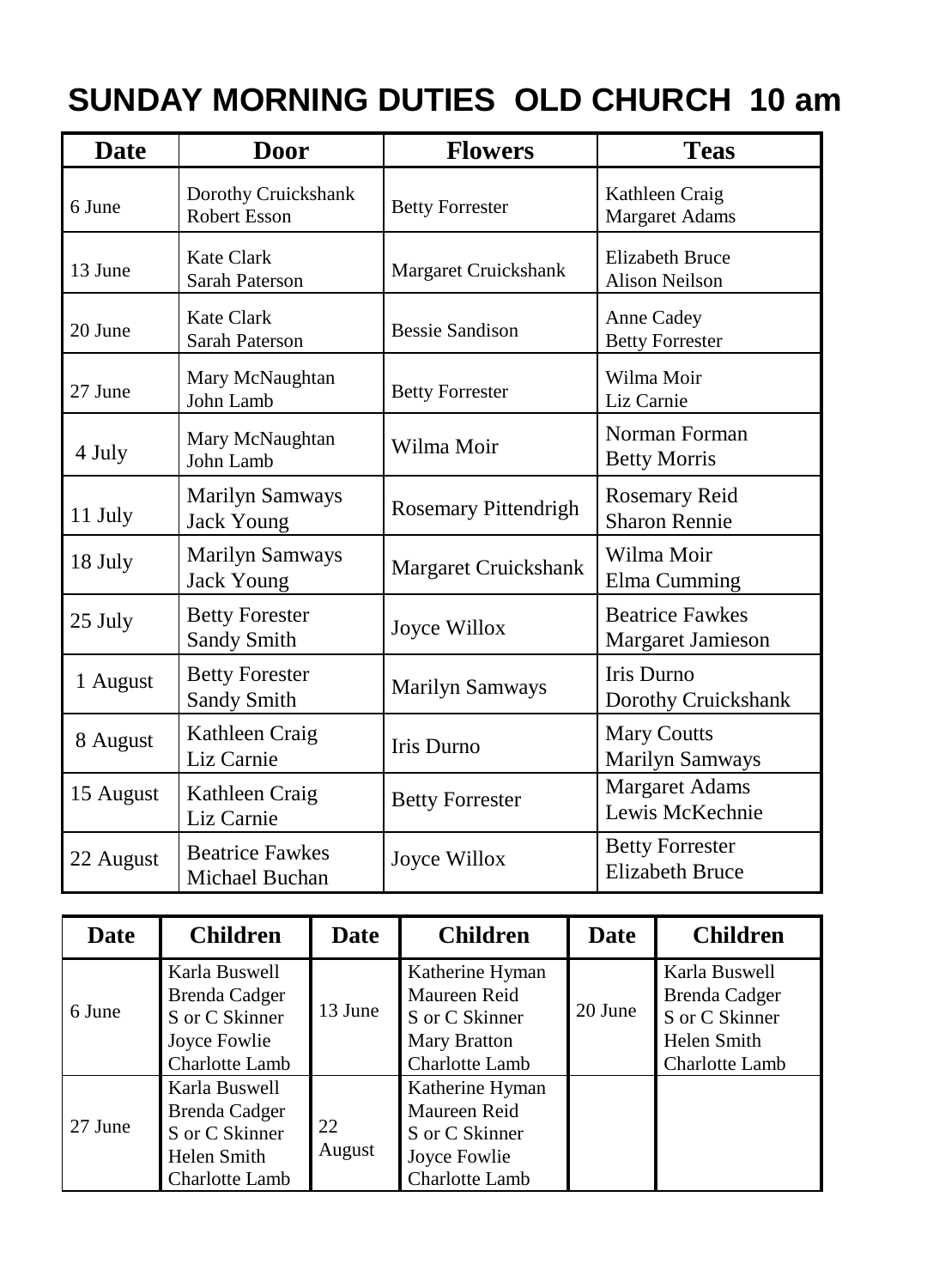# SUNDAY MORNING DUTIES OLD CHURCH 10 am

| Date | Door | Flowers | Teas |
|---|---|---|---|
| 6 June | Dorothy Cruickshank<br>Robert Esson | Betty Forrester | Kathleen Craig<br>Margaret Adams |
| 13 June | Kate Clark<br>Sarah Paterson | Margaret Cruickshank | Elizabeth Bruce<br>Alison Neilson |
| 20 June | Kate Clark<br>Sarah Paterson | Bessie Sandison | Anne Cadey<br>Betty Forrester |
| 27 June | Mary McNaughtan<br>John Lamb | Betty Forrester | Wilma Moir<br>Liz Carnie |
| 4 July | Mary McNaughtan<br>John Lamb | Wilma Moir | Norman Forman<br>Betty Morris |
| 11 July | Marilyn Samways<br>Jack Young | Rosemary Pittendrigh | Rosemary Reid<br>Sharon Rennie |
| 18 July | Marilyn Samways<br>Jack Young | Margaret Cruickshank | Wilma Moir<br>Elma Cumming |
| 25 July | Betty Forester<br>Sandy Smith | Joyce Willox | Beatrice Fawkes<br>Margaret Jamieson |
| 1 August | Betty Forester<br>Sandy Smith | Marilyn Samways | Iris Durno<br>Dorothy Cruickshank |
| 8 August | Kathleen Craig<br>Liz Carnie | Iris Durno | Mary Coutts<br>Marilyn Samways |
| 15 August | Kathleen Craig<br>Liz Carnie | Betty Forrester | Margaret Adams<br>Lewis McKechnie |
| 22 August | Beatrice Fawkes<br>Michael Buchan | Joyce Willox | Betty Forrester<br>Elizabeth Bruce |

| Date | Children | Date | Children | Date | Children |
|---|---|---|---|---|---|
| 6 June | Karla Buswell<br>Brenda Cadger<br>S or C Skinner<br>Joyce Fowlie<br>Charlotte Lamb | 13 June | Katherine Hyman<br>Maureen Reid<br>S or C Skinner<br>Mary Bratton<br>Charlotte Lamb | 20 June | Karla Buswell<br>Brenda Cadger<br>S or C Skinner<br>Helen Smith<br>Charlotte Lamb |
| 27 June | Karla Buswell<br>Brenda Cadger<br>S or C Skinner<br>Helen Smith<br>Charlotte Lamb | 22 August | Katherine Hyman<br>Maureen Reid<br>S or C Skinner<br>Joyce Fowlie<br>Charlotte Lamb | | |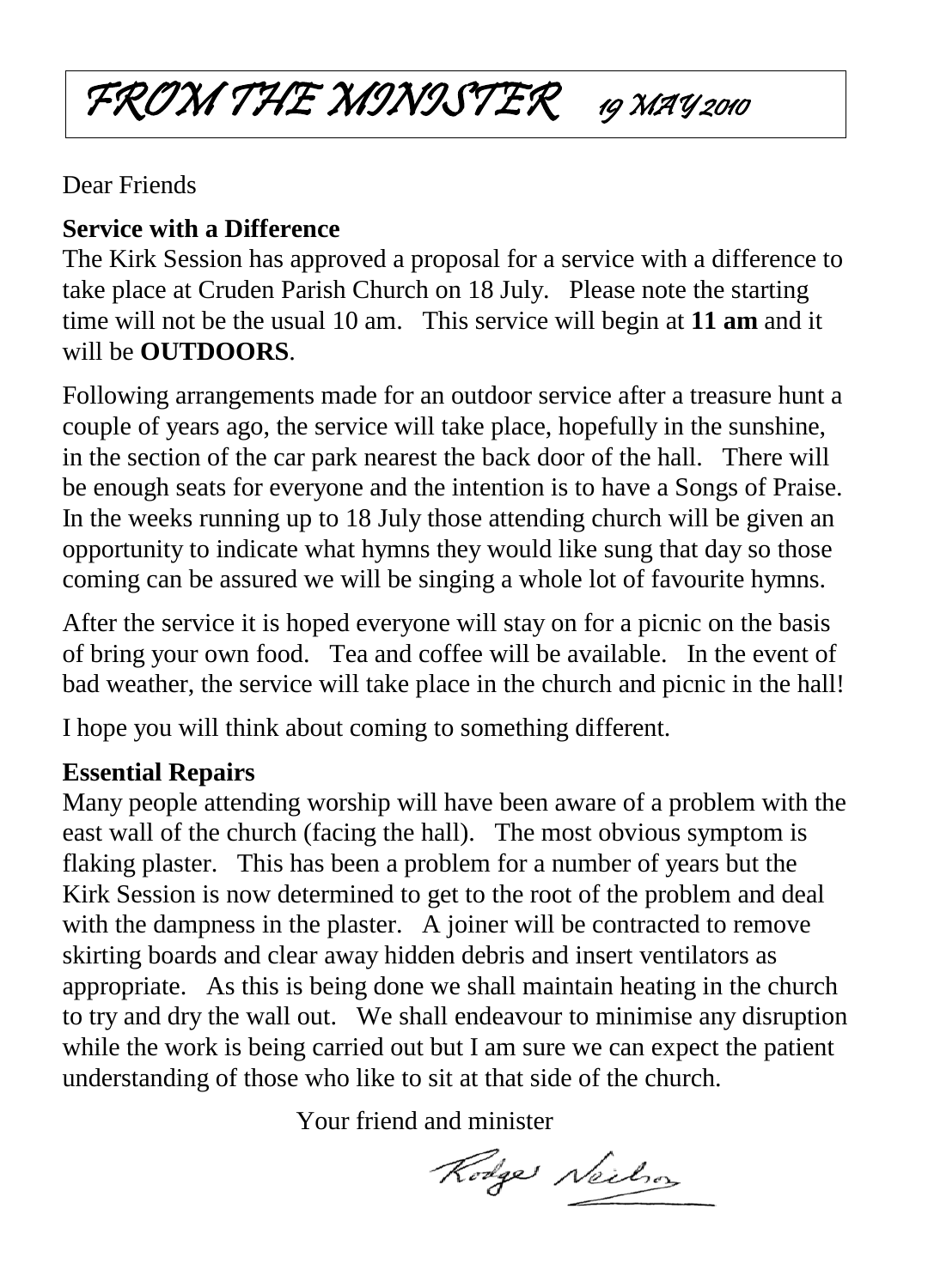# FROM THE MINISTER 19 MAY 2010

Dear Friends

**Service with a Difference**

The Kirk Session has approved a proposal for a service with a difference to take place at Cruden Parish Church on 18 July. Please note the starting time will not be the usual 10 am. This service will begin at **11 am** and it will be **OUTDOORS**.

Following arrangements made for an outdoor service after a treasure hunt a couple of years ago, the service will take place, hopefully in the sunshine, in the section of the car park nearest the back door of the hall. There will be enough seats for everyone and the intention is to have a Songs of Praise. In the weeks running up to 18 July those attending church will be given an opportunity to indicate what hymns they would like sung that day so those coming can be assured we will be singing a whole lot of favourite hymns.

After the service it is hoped everyone will stay on for a picnic on the basis of bring your own food. Tea and coffee will be available. In the event of bad weather, the service will take place in the church and picnic in the hall!

I hope you will think about coming to something different.

**Essential Repairs**

Many people attending worship will have been aware of a problem with the east wall of the church (facing the hall). The most obvious symptom is flaking plaster. This has been a problem for a number of years but the Kirk Session is now determined to get to the root of the problem and deal with the dampness in the plaster. A joiner will be contracted to remove skirting boards and clear away hidden debris and insert ventilators as appropriate. As this is being done we shall maintain heating in the church to try and dry the wall out. We shall endeavour to minimise any disruption while the work is being carried out but I am sure we can expect the patient understanding of those who like to sit at that side of the church.

Your friend and minister

Rodger Neilson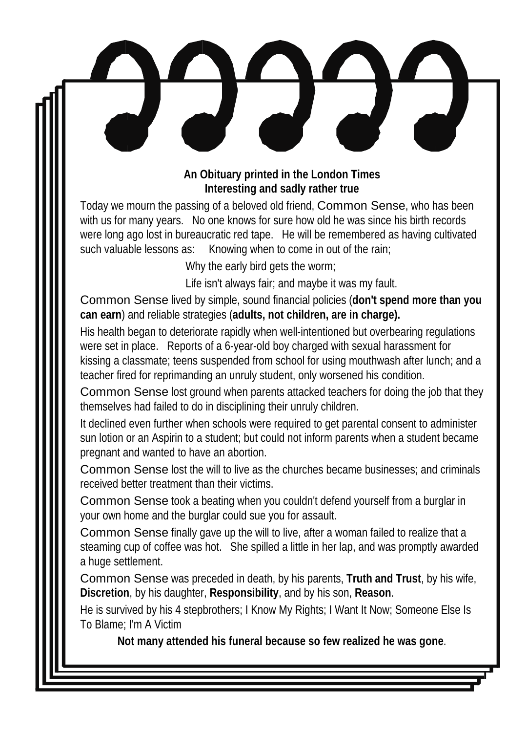**An Obituary printed in the London Times**
**Interesting and sadly rather true**

Today we mourn the passing of a beloved old friend, Common Sense, who has been with us for many years. No one knows for sure how old he was since his birth records were long ago lost in bureaucratic red tape. He will be remembered as having cultivated such valuable lessons as: Knowing when to come in out of the rain;

Why the early bird gets the worm;

Life isn't always fair; and maybe it was my fault.

Common Sense lived by simple, sound financial policies (**don't spend more than you can earn**) and reliable strategies (**adults, not children, are in charge).**

His health began to deteriorate rapidly when well-intentioned but overbearing regulations were set in place. Reports of a 6-year-old boy charged with sexual harassment for kissing a classmate; teens suspended from school for using mouthwash after lunch; and a teacher fired for reprimanding an unruly student, only worsened his condition.

Common Sense lost ground when parents attacked teachers for doing the job that they themselves had failed to do in disciplining their unruly children.

It declined even further when schools were required to get parental consent to administer sun lotion or an Aspirin to a student; but could not inform parents when a student became pregnant and wanted to have an abortion.

Common Sense lost the will to live as the churches became businesses; and criminals received better treatment than their victims.

Common Sense took a beating when you couldn't defend yourself from a burglar in your own home and the burglar could sue you for assault.

Common Sense finally gave up the will to live, after a woman failed to realize that a steaming cup of coffee was hot. She spilled a little in her lap, and was promptly awarded a huge settlement.

Common Sense was preceded in death, by his parents, **Truth and Trust**, by his wife, **Discretion**, by his daughter, **Responsibility**, and by his son, **Reason**.

He is survived by his 4 stepbrothers; I Know My Rights; I Want It Now; Someone Else Is To Blame; I'm A Victim

**Not many attended his funeral because so few realized he was gone**.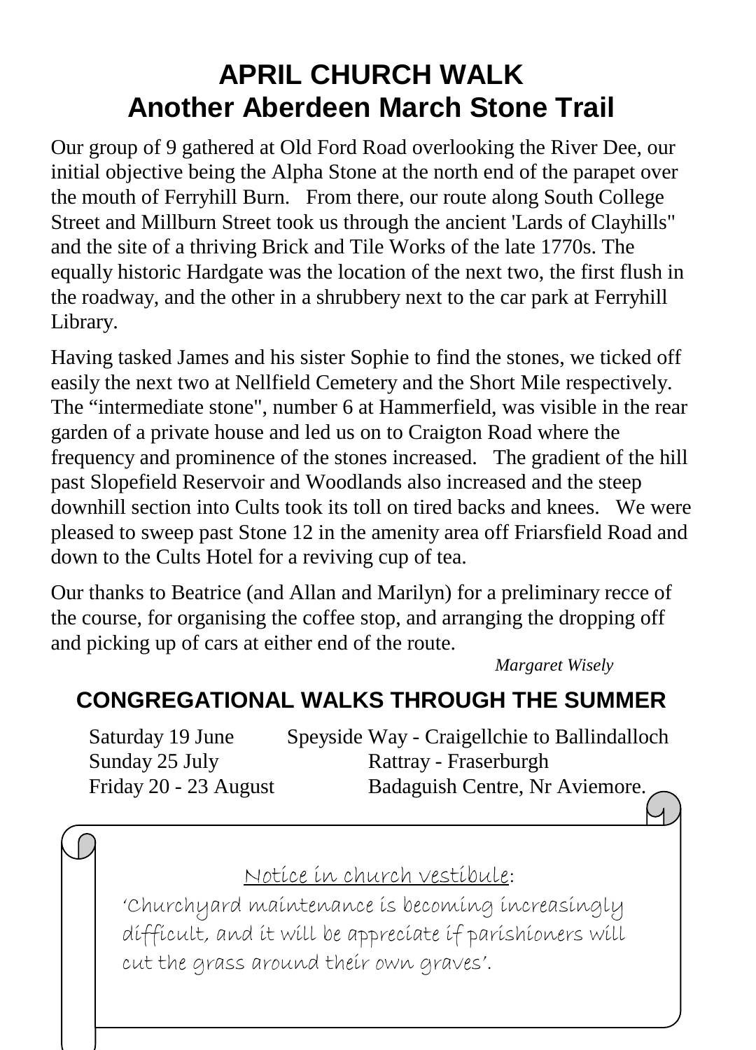# APRIL CHURCH WALK
# Another Aberdeen March Stone Trail

Our group of 9 gathered at Old Ford Road overlooking the River Dee, our initial objective being the Alpha Stone at the north end of the parapet over the mouth of Ferryhill Burn. From there, our route along South College Street and Millburn Street took us through the ancient 'Lards of Clayhills" and the site of a thriving Brick and Tile Works of the late 1770s. The equally historic Hardgate was the location of the next two, the first flush in the roadway, and the other in a shrubbery next to the car park at Ferryhill Library.

Having tasked James and his sister Sophie to find the stones, we ticked off easily the next two at Nellfield Cemetery and the Short Mile respectively. The "intermediate stone", number 6 at Hammerfield, was visible in the rear garden of a private house and led us on to Craigton Road where the frequency and prominence of the stones increased. The gradient of the hill past Slopefield Reservoir and Woodlands also increased and the steep downhill section into Cults took its toll on tired backs and knees. We were pleased to sweep past Stone 12 in the amenity area off Friarsfield Road and down to the Cults Hotel for a reviving cup of tea.

Our thanks to Beatrice (and Allan and Marilyn) for a preliminary recce of the course, for organising the coffee stop, and arranging the dropping off and picking up of cars at either end of the route.

*Margaret Wisely*

## CONGREGATIONAL WALKS THROUGH THE SUMMER

| | |
|---|---|
| Saturday 19 June | Speyside Way - Craigellchie to Ballindalloch |
| Sunday 25 July | Rattray - Fraserburgh |
| Friday 20 - 23 August | Badaguish Centre, Nr Aviemore. |

Notice in church vestibule:

'Churchyard maintenance is becoming increasingly difficult, and it will be appreciate if parishioners will cut the grass around their own graves'.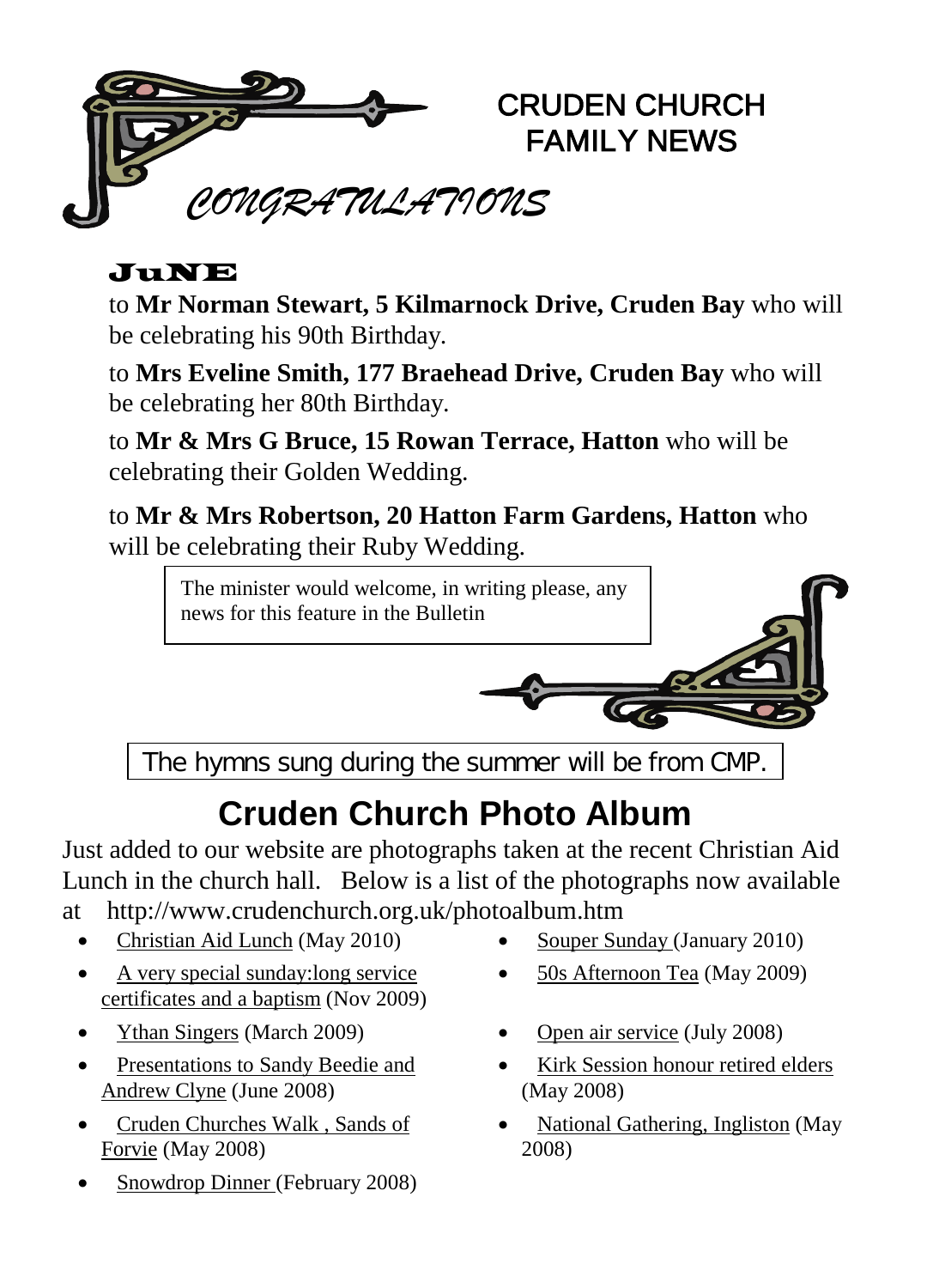# CRUDEN CHURCH FAMILY NEWS

*CONGRATULATIONS*

## JUNE

to **Mr Norman Stewart, 5 Kilmarnock Drive, Cruden Bay** who will be celebrating his 90th Birthday.

to **Mrs Eveline Smith, 177 Braehead Drive, Cruden Bay** who will be celebrating her 80th Birthday.

to **Mr & Mrs G Bruce, 15 Rowan Terrace, Hatton** who will be celebrating their Golden Wedding.

to **Mr & Mrs Robertson, 20 Hatton Farm Gardens, Hatton** who will be celebrating their Ruby Wedding.

The minister would welcome, in writing please, any news for this feature in the Bulletin

The hymns sung during the summer will be from CMP.

# Cruden Church Photo Album

Just added to our website are photographs taken at the recent Christian Aid Lunch in the church hall. Below is a list of the photographs now available at http://www.crudenchurch.org.uk/photoalbum.htm

- Christian Aid Lunch (May 2010)
- A very special sunday:long service certificates and a baptism (Nov 2009)
- Ythan Singers (March 2009)
- Presentations to Sandy Beedie and Andrew Clyne (June 2008)
- Cruden Churches Walk , Sands of Forvie (May 2008)
- Snowdrop Dinner (February 2008)
- Souper Sunday (January 2010)
- 50s Afternoon Tea (May 2009)
- Open air service (July 2008)
- Kirk Session honour retired elders (May 2008)
- National Gathering, Ingliston (May 2008)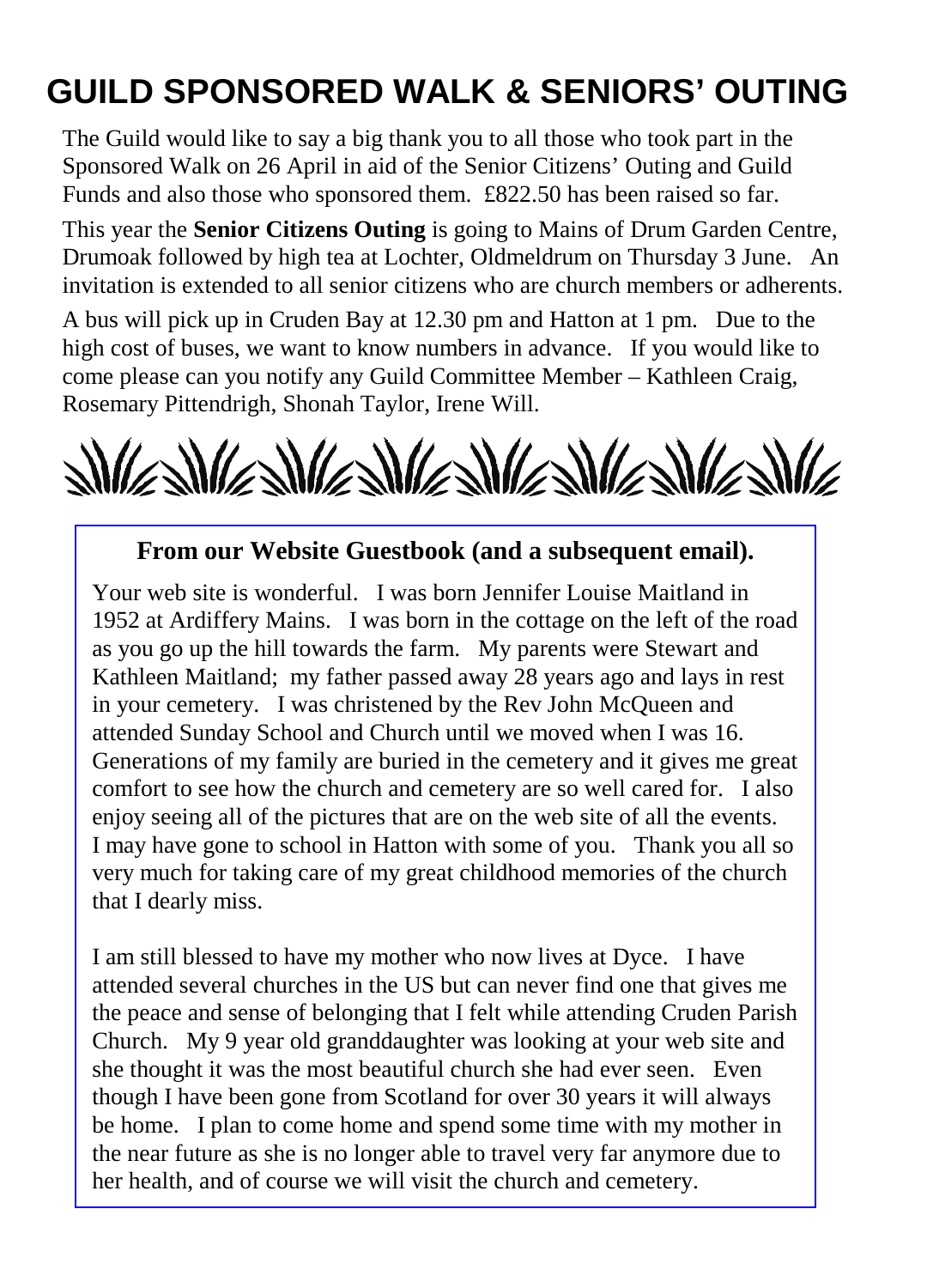# GUILD SPONSORED WALK & SENIORS' OUTING

The Guild would like to say a big thank you to all those who took part in the Sponsored Walk on 26 April in aid of the Senior Citizens' Outing and Guild Funds and also those who sponsored them. £822.50 has been raised so far.

This year the **Senior Citizens Outing** is going to Mains of Drum Garden Centre, Drumoak followed by high tea at Lochter, Oldmeldrum on Thursday 3 June. An invitation is extended to all senior citizens who are church members or adherents.

A bus will pick up in Cruden Bay at 12.30 pm and Hatton at 1 pm. Due to the high cost of buses, we want to know numbers in advance. If you would like to come please can you notify any Guild Committee Member – Kathleen Craig, Rosemary Pittendrigh, Shonah Taylor, Irene Will.

## From our Website Guestbook (and a subsequent email).

Your web site is wonderful. I was born Jennifer Louise Maitland in 1952 at Ardiffery Mains. I was born in the cottage on the left of the road as you go up the hill towards the farm. My parents were Stewart and Kathleen Maitland; my father passed away 28 years ago and lays in rest in your cemetery. I was christened by the Rev John McQueen and attended Sunday School and Church until we moved when I was 16. Generations of my family are buried in the cemetery and it gives me great comfort to see how the church and cemetery are so well cared for. I also enjoy seeing all of the pictures that are on the web site of all the events. I may have gone to school in Hatton with some of you. Thank you all so very much for taking care of my great childhood memories of the church that I dearly miss.

I am still blessed to have my mother who now lives at Dyce. I have attended several churches in the US but can never find one that gives me the peace and sense of belonging that I felt while attending Cruden Parish Church. My 9 year old granddaughter was looking at your web site and she thought it was the most beautiful church she had ever seen. Even though I have been gone from Scotland for over 30 years it will always be home. I plan to come home and spend some time with my mother in the near future as she is no longer able to travel very far anymore due to her health, and of course we will visit the church and cemetery.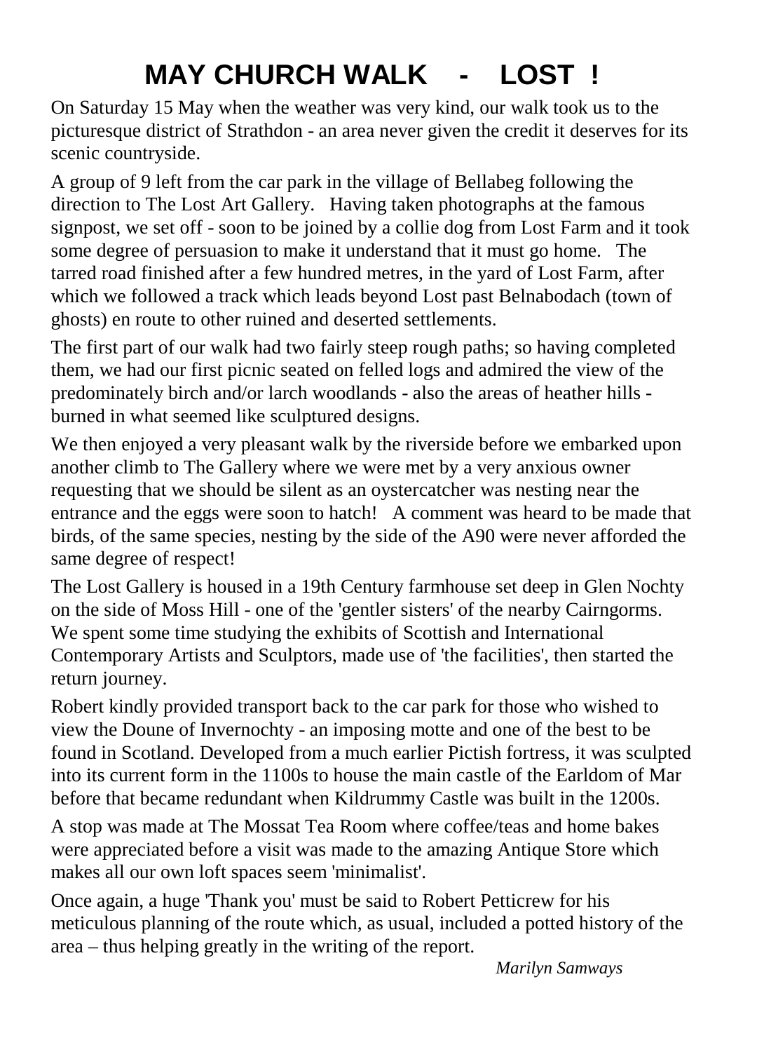# MAY CHURCH WALK - LOST !

On Saturday 15 May when the weather was very kind, our walk took us to the picturesque district of Strathdon - an area never given the credit it deserves for its scenic countryside.

A group of 9 left from the car park in the village of Bellabeg following the direction to The Lost Art Gallery. Having taken photographs at the famous signpost, we set off - soon to be joined by a collie dog from Lost Farm and it took some degree of persuasion to make it understand that it must go home. The tarred road finished after a few hundred metres, in the yard of Lost Farm, after which we followed a track which leads beyond Lost past Belnabodach (town of ghosts) en route to other ruined and deserted settlements.

The first part of our walk had two fairly steep rough paths; so having completed them, we had our first picnic seated on felled logs and admired the view of the predominately birch and/or larch woodlands - also the areas of heather hills - burned in what seemed like sculptured designs.

We then enjoyed a very pleasant walk by the riverside before we embarked upon another climb to The Gallery where we were met by a very anxious owner requesting that we should be silent as an oystercatcher was nesting near the entrance and the eggs were soon to hatch! A comment was heard to be made that birds, of the same species, nesting by the side of the A90 were never afforded the same degree of respect!

The Lost Gallery is housed in a 19th Century farmhouse set deep in Glen Nochty on the side of Moss Hill - one of the 'gentler sisters' of the nearby Cairngorms. We spent some time studying the exhibits of Scottish and International Contemporary Artists and Sculptors, made use of 'the facilities', then started the return journey.

Robert kindly provided transport back to the car park for those who wished to view the Doune of Invernochty - an imposing motte and one of the best to be found in Scotland. Developed from a much earlier Pictish fortress, it was sculpted into its current form in the 1100s to house the main castle of the Earldom of Mar before that became redundant when Kildrummy Castle was built in the 1200s.

A stop was made at The Mossat Tea Room where coffee/teas and home bakes were appreciated before a visit was made to the amazing Antique Store which makes all our own loft spaces seem 'minimalist'.

Once again, a huge 'Thank you' must be said to Robert Petticrew for his meticulous planning of the route which, as usual, included a potted history of the area – thus helping greatly in the writing of the report.

*Marilyn Samways*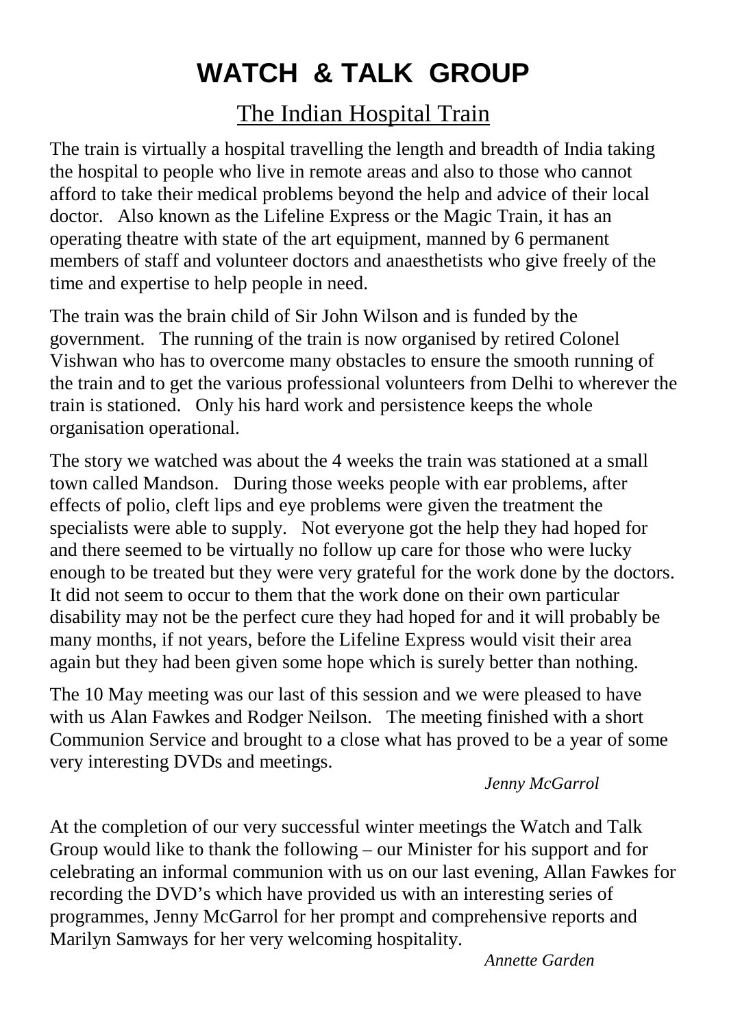# WATCH & TALK GROUP

## The Indian Hospital Train

The train is virtually a hospital travelling the length and breadth of India taking the hospital to people who live in remote areas and also to those who cannot afford to take their medical problems beyond the help and advice of their local doctor. Also known as the Lifeline Express or the Magic Train, it has an operating theatre with state of the art equipment, manned by 6 permanent members of staff and volunteer doctors and anaesthetists who give freely of the time and expertise to help people in need.

The train was the brain child of Sir John Wilson and is funded by the government. The running of the train is now organised by retired Colonel Vishwan who has to overcome many obstacles to ensure the smooth running of the train and to get the various professional volunteers from Delhi to wherever the train is stationed. Only his hard work and persistence keeps the whole organisation operational.

The story we watched was about the 4 weeks the train was stationed at a small town called Mandson. During those weeks people with ear problems, after effects of polio, cleft lips and eye problems were given the treatment the specialists were able to supply. Not everyone got the help they had hoped for and there seemed to be virtually no follow up care for those who were lucky enough to be treated but they were very grateful for the work done by the doctors. It did not seem to occur to them that the work done on their own particular disability may not be the perfect cure they had hoped for and it will probably be many months, if not years, before the Lifeline Express would visit their area again but they had been given some hope which is surely better than nothing.

The 10 May meeting was our last of this session and we were pleased to have with us Alan Fawkes and Rodger Neilson. The meeting finished with a short Communion Service and brought to a close what has proved to be a year of some very interesting DVDs and meetings.

*Jenny McGarrol*

At the completion of our very successful winter meetings the Watch and Talk Group would like to thank the following – our Minister for his support and for celebrating an informal communion with us on our last evening, Allan Fawkes for recording the DVD's which have provided us with an interesting series of programmes, Jenny McGarrol for her prompt and comprehensive reports and Marilyn Samways for her very welcoming hospitality.

*Annette Garden*